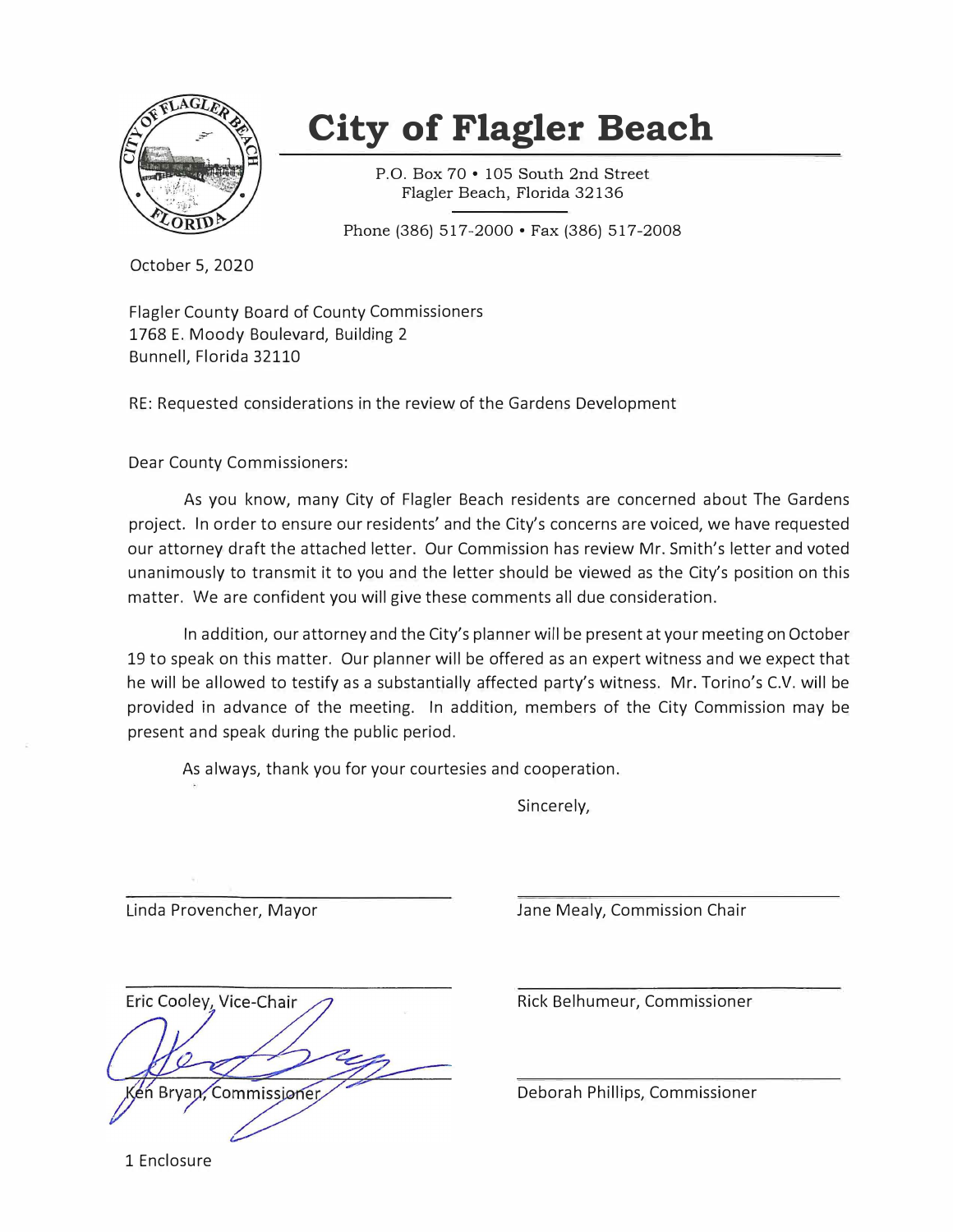# City of Flagler Beach

P.O. Box 70 • 105 South 2nd Street
Flagler Beach, Florida 32136

Phone (386) 517-2000 • Fax (386) 517-2008

October 5, 2020

Flagler County Board of County Commissioners
1768 E. Moody Boulevard, Building 2
Bunnell, Florida 32110

RE: Requested considerations in the review of the Gardens Development

Dear County Commissioners:

As you know, many City of Flagler Beach residents are concerned about The Gardens project. In order to ensure our residents' and the City's concerns are voiced, we have requested our attorney draft the attached letter. Our Commission has review Mr. Smith's letter and voted unanimously to transmit it to you and the letter should be viewed as the City's position on this matter. We are confident you will give these comments all due consideration.

In addition, our attorney and the City's planner will be present at your meeting on October 19 to speak on this matter. Our planner will be offered as an expert witness and we expect that he will be allowed to testify as a substantially affected party's witness. Mr. Torino's C.V. will be provided in advance of the meeting. In addition, members of the City Commission may be present and speak during the public period.

As always, thank you for your courtesies and cooperation.

Sincerely,

Linda Provencher, Mayor

Jane Mealy, Commission Chair

Eric Cooley, Vice-Chair

Rick Belhumeur, Commissioner

Ken Bryan, Commissioner

Deborah Phillips, Commissioner

1 Enclosure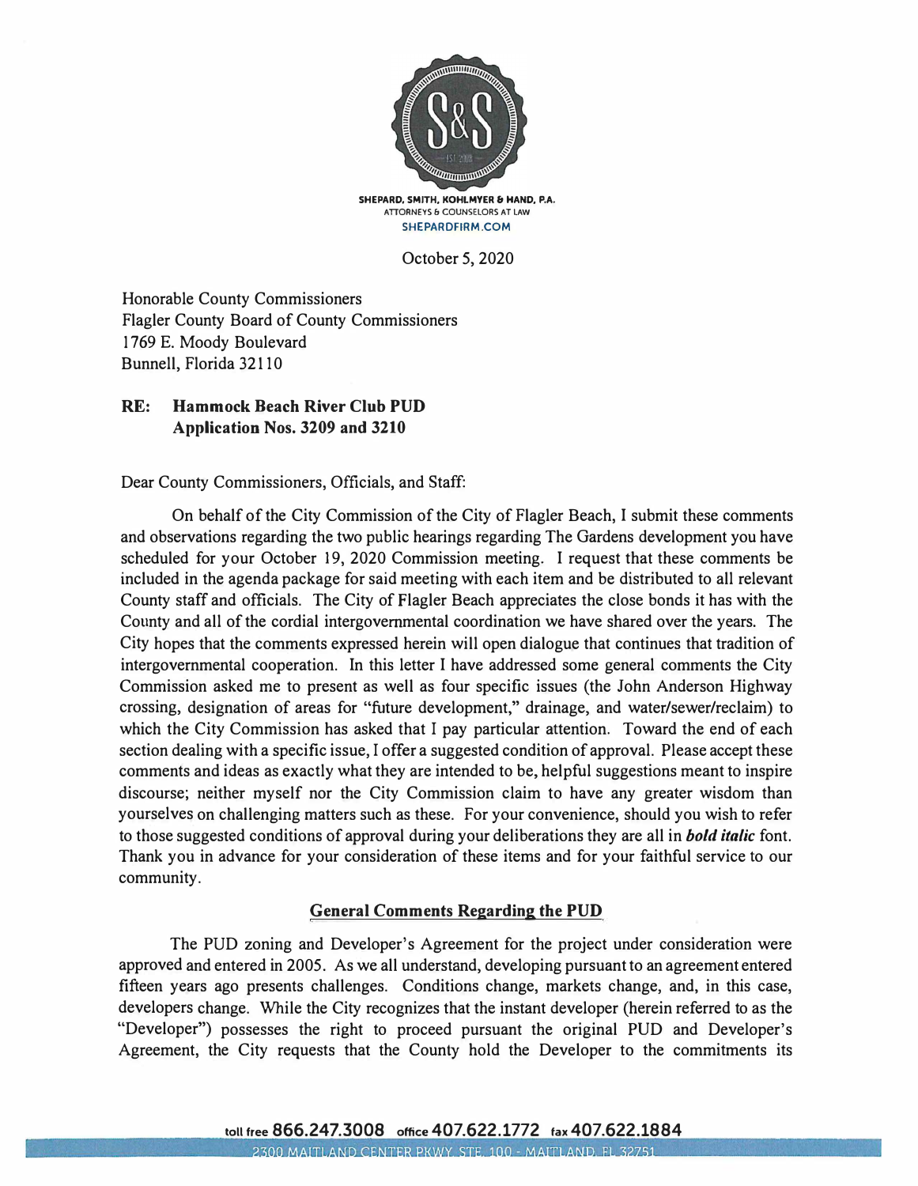SHEPARD, SMITH, KOHLMYER & HAND, P.A.
ATTORNEYS & COUNSELORS AT LAW
SHEPARDFIRM.COM

October 5, 2020

Honorable County Commissioners
Flagler County Board of County Commissioners
1769 E. Moody Boulevard
Bunnell, Florida 32110

**RE: Hammock Beach River Club PUD**
**Application Nos. 3209 and 3210**

Dear County Commissioners, Officials, and Staff:

On behalf of the City Commission of the City of Flagler Beach, I submit these comments and observations regarding the two public hearings regarding The Gardens development you have scheduled for your October 19, 2020 Commission meeting. I request that these comments be included in the agenda package for said meeting with each item and be distributed to all relevant County staff and officials. The City of Flagler Beach appreciates the close bonds it has with the County and all of the cordial intergovernmental coordination we have shared over the years. The City hopes that the comments expressed herein will open dialogue that continues that tradition of intergovernmental cooperation. In this letter I have addressed some general comments the City Commission asked me to present as well as four specific issues (the John Anderson Highway crossing, designation of areas for "future development," drainage, and water/sewer/reclaim) to which the City Commission has asked that I pay particular attention. Toward the end of each section dealing with a specific issue, I offer a suggested condition of approval. Please accept these comments and ideas as exactly what they are intended to be, helpful suggestions meant to inspire discourse; neither myself nor the City Commission claim to have any greater wisdom than yourselves on challenging matters such as these. For your convenience, should you wish to refer to those suggested conditions of approval during your deliberations they are all in ***bold italic*** font. Thank you in advance for your consideration of these items and for your faithful service to our community.

## General Comments Regarding the PUD

The PUD zoning and Developer's Agreement for the project under consideration were approved and entered in 2005. As we all understand, developing pursuant to an agreement entered fifteen years ago presents challenges. Conditions change, markets change, and, in this case, developers change. While the City recognizes that the instant developer (herein referred to as the "Developer") possesses the right to proceed pursuant the original PUD and Developer's Agreement, the City requests that the County hold the Developer to the commitments its

toll free 866.247.3008 office 407.622.1772 fax 407.622.1884
2300 MAITLAND CENTER PKWY, STE. 100 - MAITLAND, FL 32751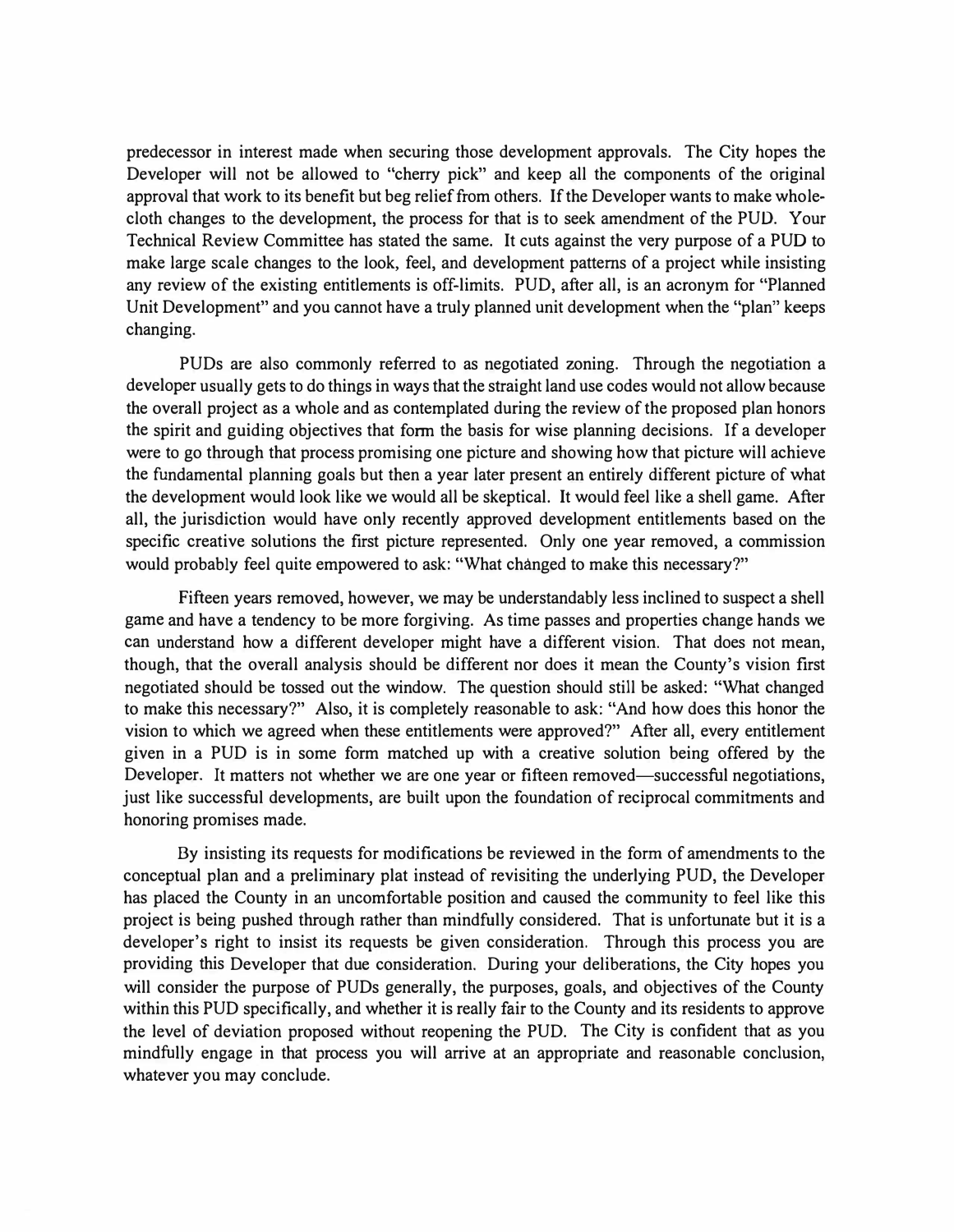predecessor in interest made when securing those development approvals. The City hopes the Developer will not be allowed to "cherry pick" and keep all the components of the original approval that work to its benefit but beg relief from others. If the Developer wants to make whole-cloth changes to the development, the process for that is to seek amendment of the PUD. Your Technical Review Committee has stated the same. It cuts against the very purpose of a PUD to make large scale changes to the look, feel, and development patterns of a project while insisting any review of the existing entitlements is off-limits. PUD, after all, is an acronym for "Planned Unit Development" and you cannot have a truly planned unit development when the "plan" keeps changing.

PUDs are also commonly referred to as negotiated zoning. Through the negotiation a developer usually gets to do things in ways that the straight land use codes would not allow because the overall project as a whole and as contemplated during the review of the proposed plan honors the spirit and guiding objectives that form the basis for wise planning decisions. If a developer were to go through that process promising one picture and showing how that picture will achieve the fundamental planning goals but then a year later present an entirely different picture of what the development would look like we would all be skeptical. It would feel like a shell game. After all, the jurisdiction would have only recently approved development entitlements based on the specific creative solutions the first picture represented. Only one year removed, a commission would probably feel quite empowered to ask: "What changed to make this necessary?"

Fifteen years removed, however, we may be understandably less inclined to suspect a shell game and have a tendency to be more forgiving. As time passes and properties change hands we can understand how a different developer might have a different vision. That does not mean, though, that the overall analysis should be different nor does it mean the County's vision first negotiated should be tossed out the window. The question should still be asked: "What changed to make this necessary?" Also, it is completely reasonable to ask: "And how does this honor the vision to which we agreed when these entitlements were approved?" After all, every entitlement given in a PUD is in some form matched up with a creative solution being offered by the Developer. It matters not whether we are one year or fifteen removed—successful negotiations, just like successful developments, are built upon the foundation of reciprocal commitments and honoring promises made.

By insisting its requests for modifications be reviewed in the form of amendments to the conceptual plan and a preliminary plat instead of revisiting the underlying PUD, the Developer has placed the County in an uncomfortable position and caused the community to feel like this project is being pushed through rather than mindfully considered. That is unfortunate but it is a developer's right to insist its requests be given consideration. Through this process you are providing this Developer that due consideration. During your deliberations, the City hopes you will consider the purpose of PUDs generally, the purposes, goals, and objectives of the County within this PUD specifically, and whether it is really fair to the County and its residents to approve the level of deviation proposed without reopening the PUD. The City is confident that as you mindfully engage in that process you will arrive at an appropriate and reasonable conclusion, whatever you may conclude.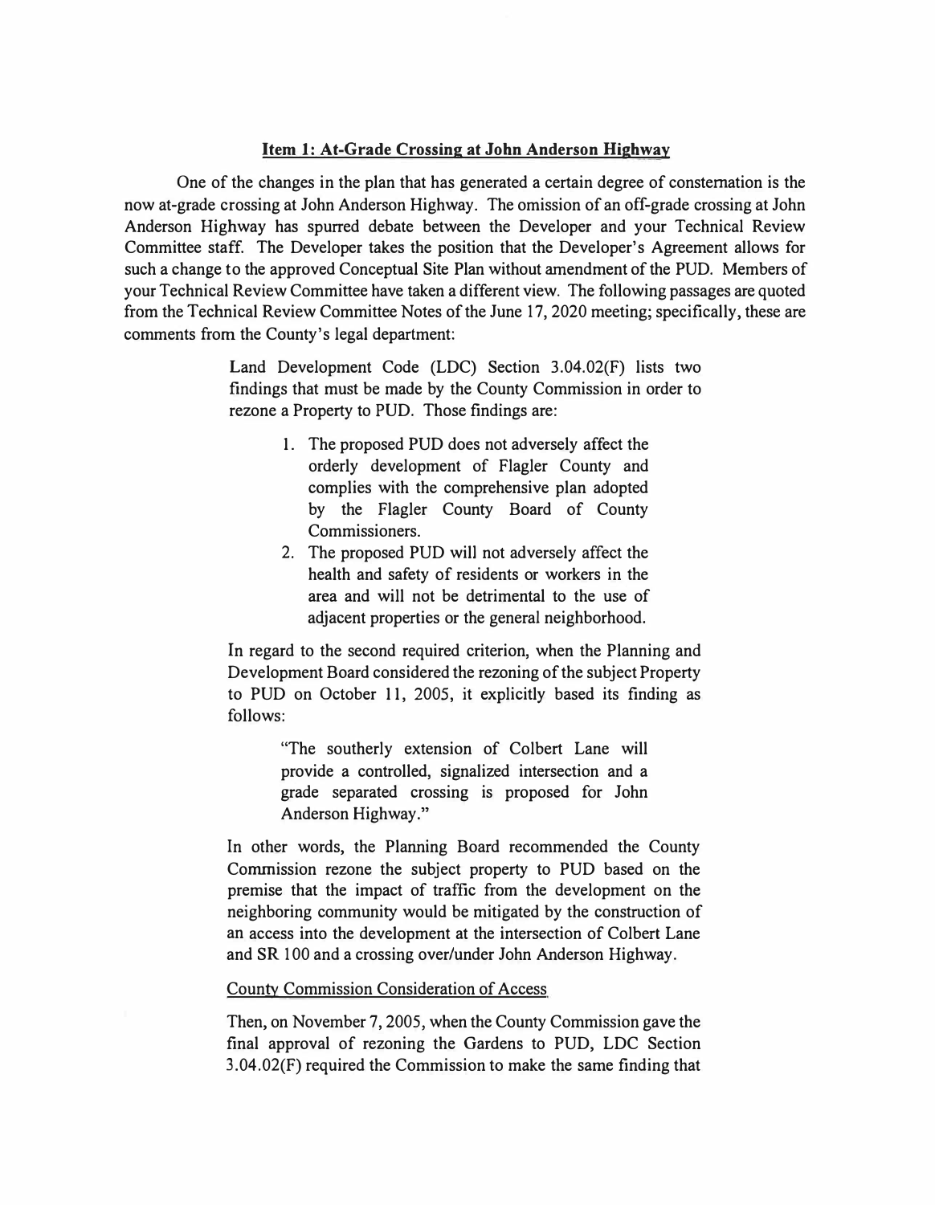**Item 1: At-Grade Crossing at John Anderson Highway**

One of the changes in the plan that has generated a certain degree of consternation is the now at-grade crossing at John Anderson Highway. The omission of an off-grade crossing at John Anderson Highway has spurred debate between the Developer and your Technical Review Committee staff. The Developer takes the position that the Developer's Agreement allows for such a change to the approved Conceptual Site Plan without amendment of the PUD. Members of your Technical Review Committee have taken a different view. The following passages are quoted from the Technical Review Committee Notes of the June 17, 2020 meeting; specifically, these are comments from the County's legal department:

> Land Development Code (LDC) Section 3.04.02(F) lists two findings that must be made by the County Commission in order to rezone a Property to PUD. Those findings are:
>
> 1. The proposed PUD does not adversely affect the orderly development of Flagler County and complies with the comprehensive plan adopted by the Flagler County Board of County Commissioners.
> 2. The proposed PUD will not adversely affect the health and safety of residents or workers in the area and will not be detrimental to the use of adjacent properties or the general neighborhood.
>
> In regard to the second required criterion, when the Planning and Development Board considered the rezoning of the subject Property to PUD on October 11, 2005, it explicitly based its finding as follows:
>
> > "The southerly extension of Colbert Lane will provide a controlled, signalized intersection and a grade separated crossing is proposed for John Anderson Highway."
>
> In other words, the Planning Board recommended the County Commission rezone the subject property to PUD based on the premise that the impact of traffic from the development on the neighboring community would be mitigated by the construction of an access into the development at the intersection of Colbert Lane and SR 100 and a crossing over/under John Anderson Highway.
>
> County Commission Consideration of Access
>
> Then, on November 7, 2005, when the County Commission gave the final approval of rezoning the Gardens to PUD, LDC Section 3.04.02(F) required the Commission to make the same finding that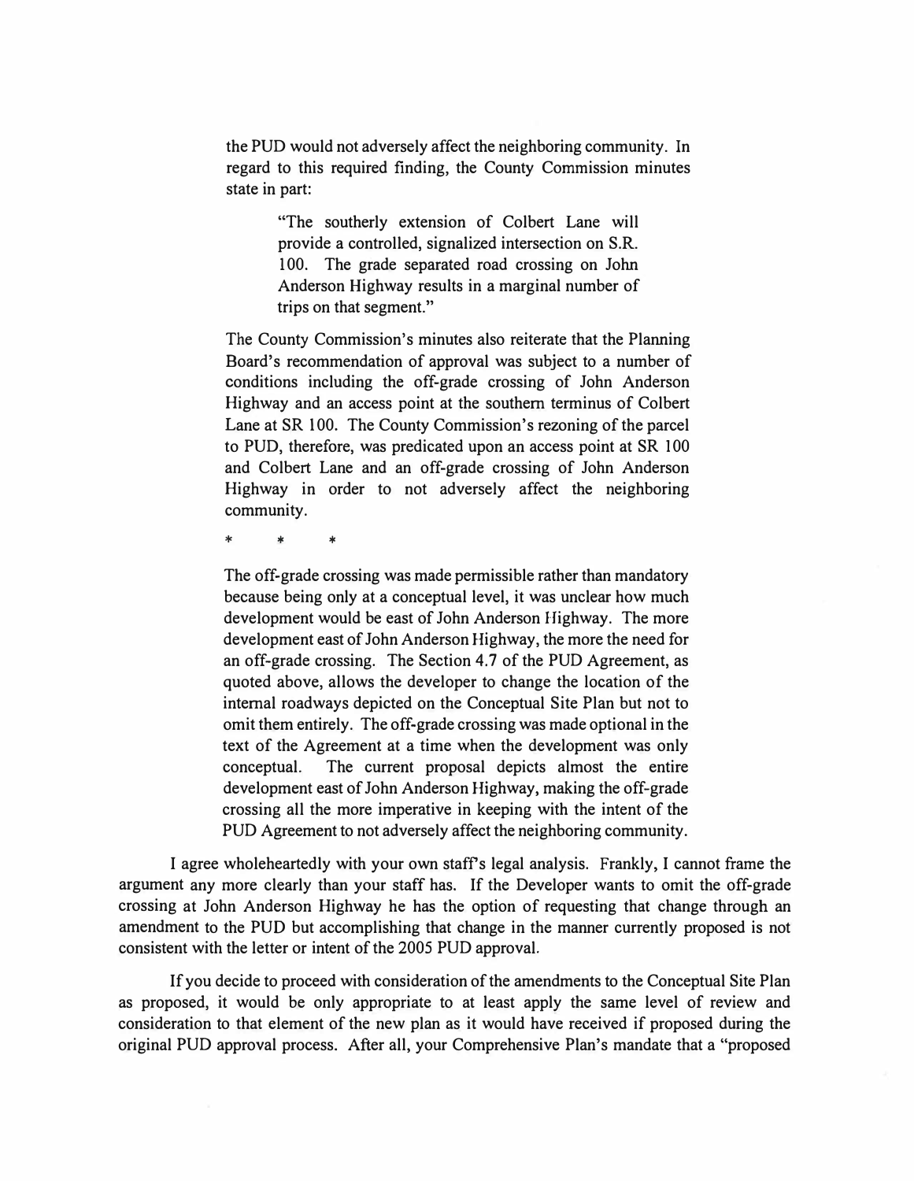> the PUD would not adversely affect the neighboring community. In regard to this required finding, the County Commission minutes state in part:
>
> > "The southerly extension of Colbert Lane will provide a controlled, signalized intersection on S.R. 100. The grade separated road crossing on John Anderson Highway results in a marginal number of trips on that segment."
>
> The County Commission's minutes also reiterate that the Planning Board's recommendation of approval was subject to a number of conditions including the off-grade crossing of John Anderson Highway and an access point at the southern terminus of Colbert Lane at SR 100. The County Commission's rezoning of the parcel to PUD, therefore, was predicated upon an access point at SR 100 and Colbert Lane and an off-grade crossing of John Anderson Highway in order to not adversely affect the neighboring community.
>
> \*     \*     \*
>
> The off-grade crossing was made permissible rather than mandatory because being only at a conceptual level, it was unclear how much development would be east of John Anderson Highway. The more development east of John Anderson Highway, the more the need for an off-grade crossing. The Section 4.7 of the PUD Agreement, as quoted above, allows the developer to change the location of the internal roadways depicted on the Conceptual Site Plan but not to omit them entirely. The off-grade crossing was made optional in the text of the Agreement at a time when the development was only conceptual. The current proposal depicts almost the entire development east of John Anderson Highway, making the off-grade crossing all the more imperative in keeping with the intent of the PUD Agreement to not adversely affect the neighboring community.

I agree wholeheartedly with your own staff's legal analysis. Frankly, I cannot frame the argument any more clearly than your staff has. If the Developer wants to omit the off-grade crossing at John Anderson Highway he has the option of requesting that change through an amendment to the PUD but accomplishing that change in the manner currently proposed is not consistent with the letter or intent of the 2005 PUD approval.

If you decide to proceed with consideration of the amendments to the Conceptual Site Plan as proposed, it would be only appropriate to at least apply the same level of review and consideration to that element of the new plan as it would have received if proposed during the original PUD approval process. After all, your Comprehensive Plan's mandate that a "proposed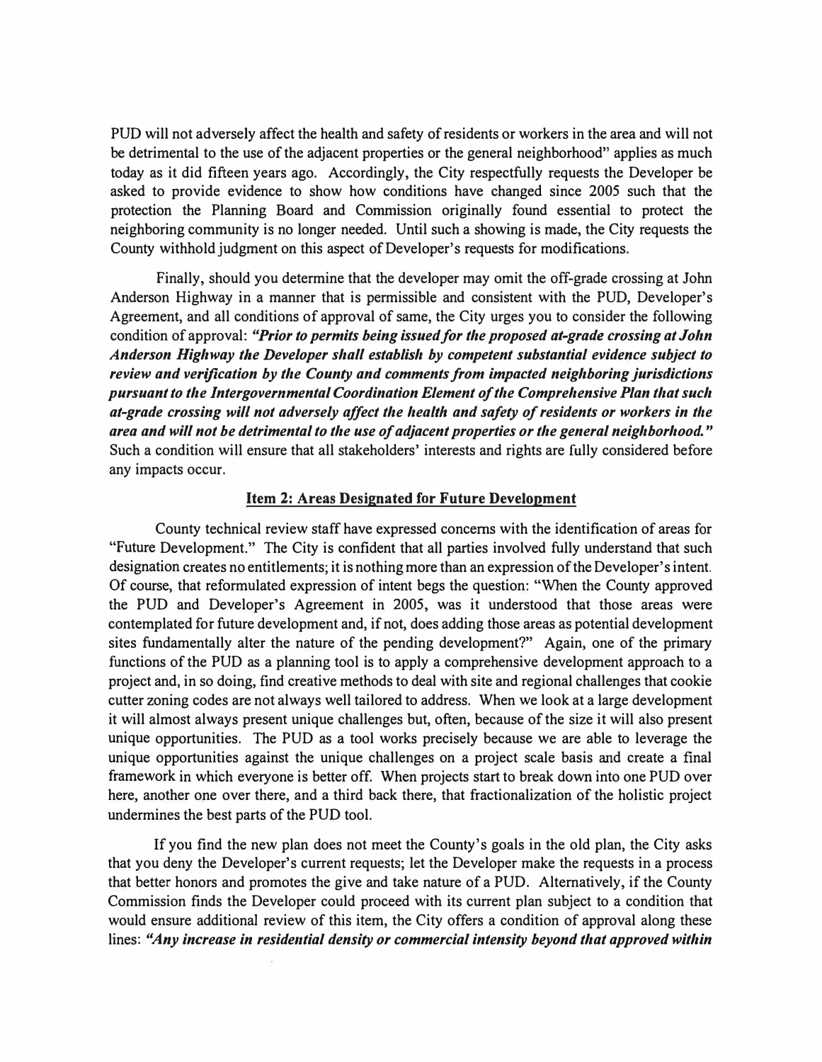PUD will not adversely affect the health and safety of residents or workers in the area and will not be detrimental to the use of the adjacent properties or the general neighborhood" applies as much today as it did fifteen years ago. Accordingly, the City respectfully requests the Developer be asked to provide evidence to show how conditions have changed since 2005 such that the protection the Planning Board and Commission originally found essential to protect the neighboring community is no longer needed. Until such a showing is made, the City requests the County withhold judgment on this aspect of Developer's requests for modifications.

Finally, should you determine that the developer may omit the off-grade crossing at John Anderson Highway in a manner that is permissible and consistent with the PUD, Developer's Agreement, and all conditions of approval of same, the City urges you to consider the following condition of approval: ***"Prior to permits being issued for the proposed at-grade crossing at John Anderson Highway the Developer shall establish by competent substantial evidence subject to review and verification by the County and comments from impacted neighboring jurisdictions pursuant to the Intergovernmental Coordination Element of the Comprehensive Plan that such at-grade crossing will not adversely affect the health and safety of residents or workers in the area and will not be detrimental to the use of adjacent properties or the general neighborhood."*** Such a condition will ensure that all stakeholders' interests and rights are fully considered before any impacts occur.

## Item 2: Areas Designated for Future Development

County technical review staff have expressed concerns with the identification of areas for "Future Development." The City is confident that all parties involved fully understand that such designation creates no entitlements; it is nothing more than an expression of the Developer's intent. Of course, that reformulated expression of intent begs the question: "When the County approved the PUD and Developer's Agreement in 2005, was it understood that those areas were contemplated for future development and, if not, does adding those areas as potential development sites fundamentally alter the nature of the pending development?" Again, one of the primary functions of the PUD as a planning tool is to apply a comprehensive development approach to a project and, in so doing, find creative methods to deal with site and regional challenges that cookie cutter zoning codes are not always well tailored to address. When we look at a large development it will almost always present unique challenges but, often, because of the size it will also present unique opportunities. The PUD as a tool works precisely because we are able to leverage the unique opportunities against the unique challenges on a project scale basis and create a final framework in which everyone is better off. When projects start to break down into one PUD over here, another one over there, and a third back there, that fractionalization of the holistic project undermines the best parts of the PUD tool.

If you find the new plan does not meet the County's goals in the old plan, the City asks that you deny the Developer's current requests; let the Developer make the requests in a process that better honors and promotes the give and take nature of a PUD. Alternatively, if the County Commission finds the Developer could proceed with its current plan subject to a condition that would ensure additional review of this item, the City offers a condition of approval along these lines: ***"Any increase in residential density or commercial intensity beyond that approved within***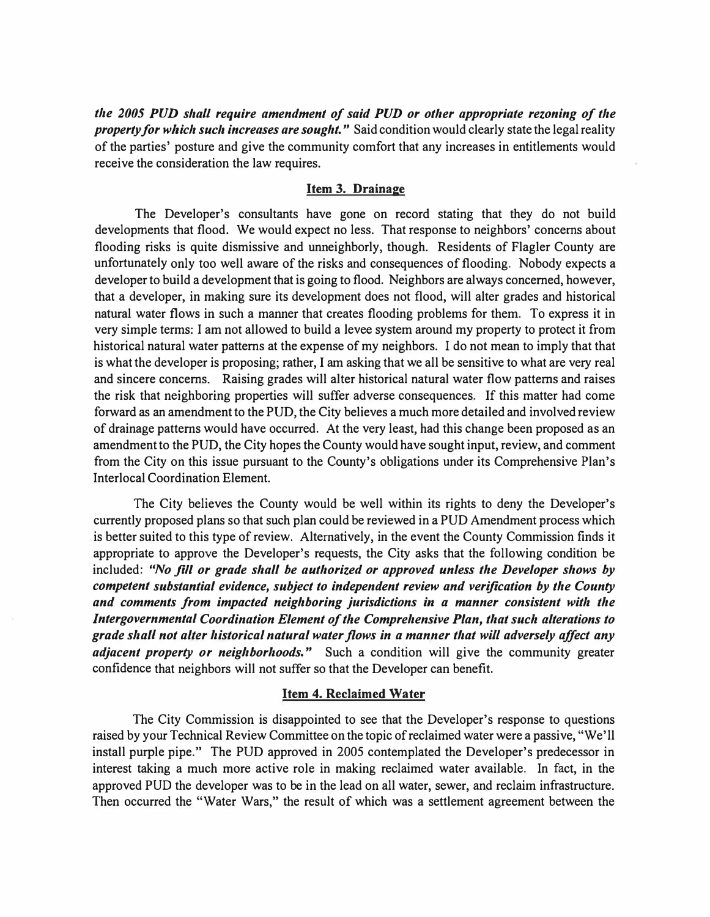***the 2005 PUD shall require amendment of said PUD or other appropriate rezoning of the property for which such increases are sought."*** Said condition would clearly state the legal reality of the parties' posture and give the community comfort that any increases in entitlements would receive the consideration the law requires.

## Item 3. Drainage

The Developer's consultants have gone on record stating that they do not build developments that flood. We would expect no less. That response to neighbors' concerns about flooding risks is quite dismissive and unneighborly, though. Residents of Flagler County are unfortunately only too well aware of the risks and consequences of flooding. Nobody expects a developer to build a development that is going to flood. Neighbors are always concerned, however, that a developer, in making sure its development does not flood, will alter grades and historical natural water flows in such a manner that creates flooding problems for them. To express it in very simple terms: I am not allowed to build a levee system around my property to protect it from historical natural water patterns at the expense of my neighbors. I do not mean to imply that that is what the developer is proposing; rather, I am asking that we all be sensitive to what are very real and sincere concerns. Raising grades will alter historical natural water flow patterns and raises the risk that neighboring properties will suffer adverse consequences. If this matter had come forward as an amendment to the PUD, the City believes a much more detailed and involved review of drainage patterns would have occurred. At the very least, had this change been proposed as an amendment to the PUD, the City hopes the County would have sought input, review, and comment from the City on this issue pursuant to the County's obligations under its Comprehensive Plan's Interlocal Coordination Element.

The City believes the County would be well within its rights to deny the Developer's currently proposed plans so that such plan could be reviewed in a PUD Amendment process which is better suited to this type of review. Alternatively, in the event the County Commission finds it appropriate to approve the Developer's requests, the City asks that the following condition be included: ***"No fill or grade shall be authorized or approved unless the Developer shows by competent substantial evidence, subject to independent review and verification by the County and comments from impacted neighboring jurisdictions in a manner consistent with the Intergovernmental Coordination Element of the Comprehensive Plan, that such alterations to grade shall not alter historical natural water flows in a manner that will adversely affect any adjacent property or neighborhoods."*** Such a condition will give the community greater confidence that neighbors will not suffer so that the Developer can benefit.

## Item 4. Reclaimed Water

The City Commission is disappointed to see that the Developer's response to questions raised by your Technical Review Committee on the topic of reclaimed water were a passive, "We'll install purple pipe." The PUD approved in 2005 contemplated the Developer's predecessor in interest taking a much more active role in making reclaimed water available. In fact, in the approved PUD the developer was to be in the lead on all water, sewer, and reclaim infrastructure. Then occurred the "Water Wars," the result of which was a settlement agreement between the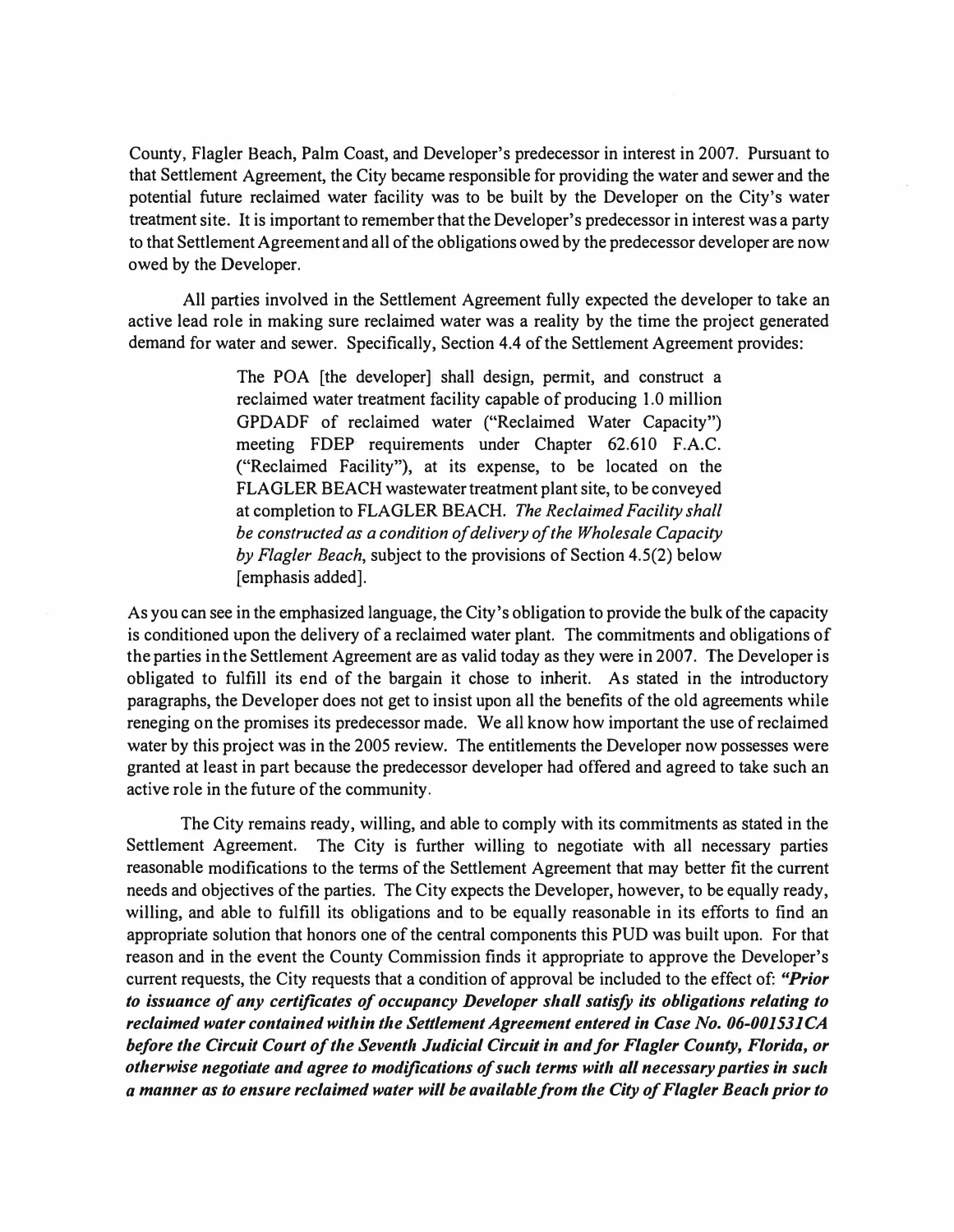County, Flagler Beach, Palm Coast, and Developer's predecessor in interest in 2007. Pursuant to that Settlement Agreement, the City became responsible for providing the water and sewer and the potential future reclaimed water facility was to be built by the Developer on the City's water treatment site. It is important to remember that the Developer's predecessor in interest was a party to that Settlement Agreement and all of the obligations owed by the predecessor developer are now owed by the Developer.

All parties involved in the Settlement Agreement fully expected the developer to take an active lead role in making sure reclaimed water was a reality by the time the project generated demand for water and sewer. Specifically, Section 4.4 of the Settlement Agreement provides:

> The POA [the developer] shall design, permit, and construct a reclaimed water treatment facility capable of producing 1.0 million GPDADF of reclaimed water ("Reclaimed Water Capacity") meeting FDEP requirements under Chapter 62.610 F.A.C. ("Reclaimed Facility"), at its expense, to be located on the FLAGLER BEACH wastewater treatment plant site, to be conveyed at completion to FLAGLER BEACH. *The Reclaimed Facility shall be constructed as a condition of delivery of the Wholesale Capacity by Flagler Beach*, subject to the provisions of Section 4.5(2) below [emphasis added].

As you can see in the emphasized language, the City's obligation to provide the bulk of the capacity is conditioned upon the delivery of a reclaimed water plant. The commitments and obligations of the parties in the Settlement Agreement are as valid today as they were in 2007. The Developer is obligated to fulfill its end of the bargain it chose to inherit. As stated in the introductory paragraphs, the Developer does not get to insist upon all the benefits of the old agreements while reneging on the promises its predecessor made. We all know how important the use of reclaimed water by this project was in the 2005 review. The entitlements the Developer now possesses were granted at least in part because the predecessor developer had offered and agreed to take such an active role in the future of the community.

The City remains ready, willing, and able to comply with its commitments as stated in the Settlement Agreement. The City is further willing to negotiate with all necessary parties reasonable modifications to the terms of the Settlement Agreement that may better fit the current needs and objectives of the parties. The City expects the Developer, however, to be equally ready, willing, and able to fulfill its obligations and to be equally reasonable in its efforts to find an appropriate solution that honors one of the central components this PUD was built upon. For that reason and in the event the County Commission finds it appropriate to approve the Developer's current requests, the City requests that a condition of approval be included to the effect of: ***"Prior to issuance of any certificates of occupancy Developer shall satisfy its obligations relating to reclaimed water contained within the Settlement Agreement entered in Case No. 06-001531CA before the Circuit Court of the Seventh Judicial Circuit in and for Flagler County, Florida, or otherwise negotiate and agree to modifications of such terms with all necessary parties in such a manner as to ensure reclaimed water will be available from the City of Flagler Beach prior to***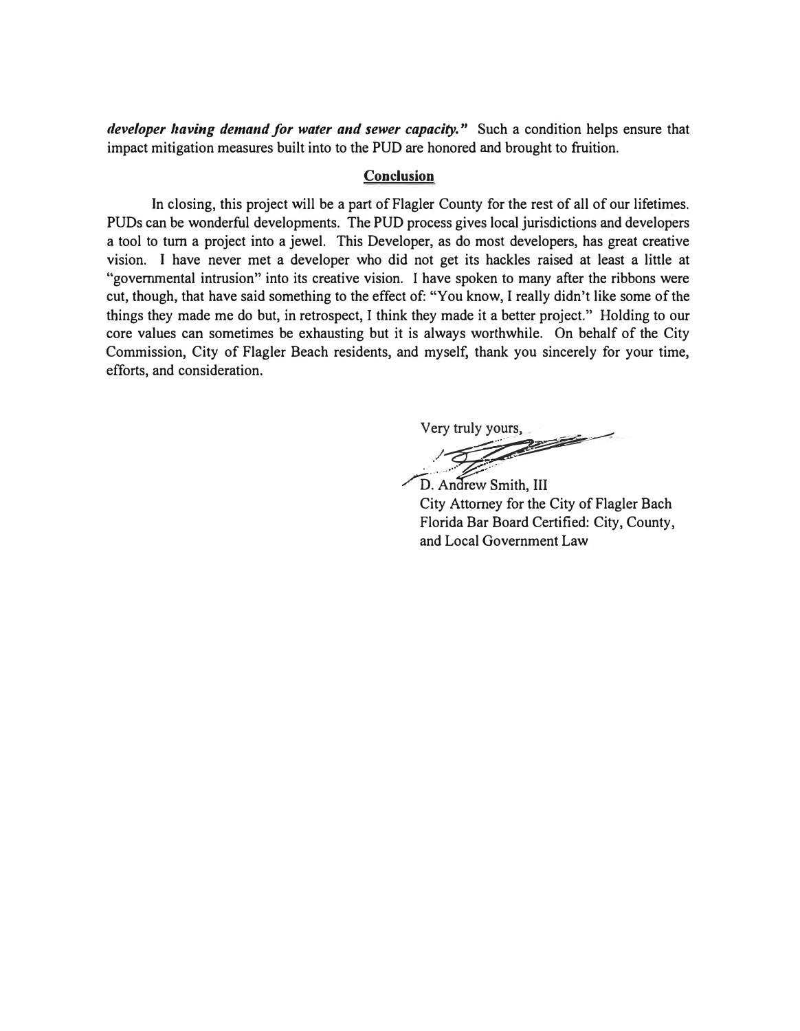***developer having demand for water and sewer capacity."*** Such a condition helps ensure that impact mitigation measures built into to the PUD are honored and brought to fruition.

## **Conclusion**

In closing, this project will be a part of Flagler County for the rest of all of our lifetimes. PUDs can be wonderful developments. The PUD process gives local jurisdictions and developers a tool to turn a project into a jewel. This Developer, as do most developers, has great creative vision. I have never met a developer who did not get its hackles raised at least a little at "governmental intrusion" into its creative vision. I have spoken to many after the ribbons were cut, though, that have said something to the effect of: "You know, I really didn't like some of the things they made me do but, in retrospect, I think they made it a better project." Holding to our core values can sometimes be exhausting but it is always worthwhile. On behalf of the City Commission, City of Flagler Beach residents, and myself, thank you sincerely for your time, efforts, and consideration.

Very truly yours,

D. Andrew Smith, III
City Attorney for the City of Flagler Bach
Florida Bar Board Certified: City, County, and Local Government Law